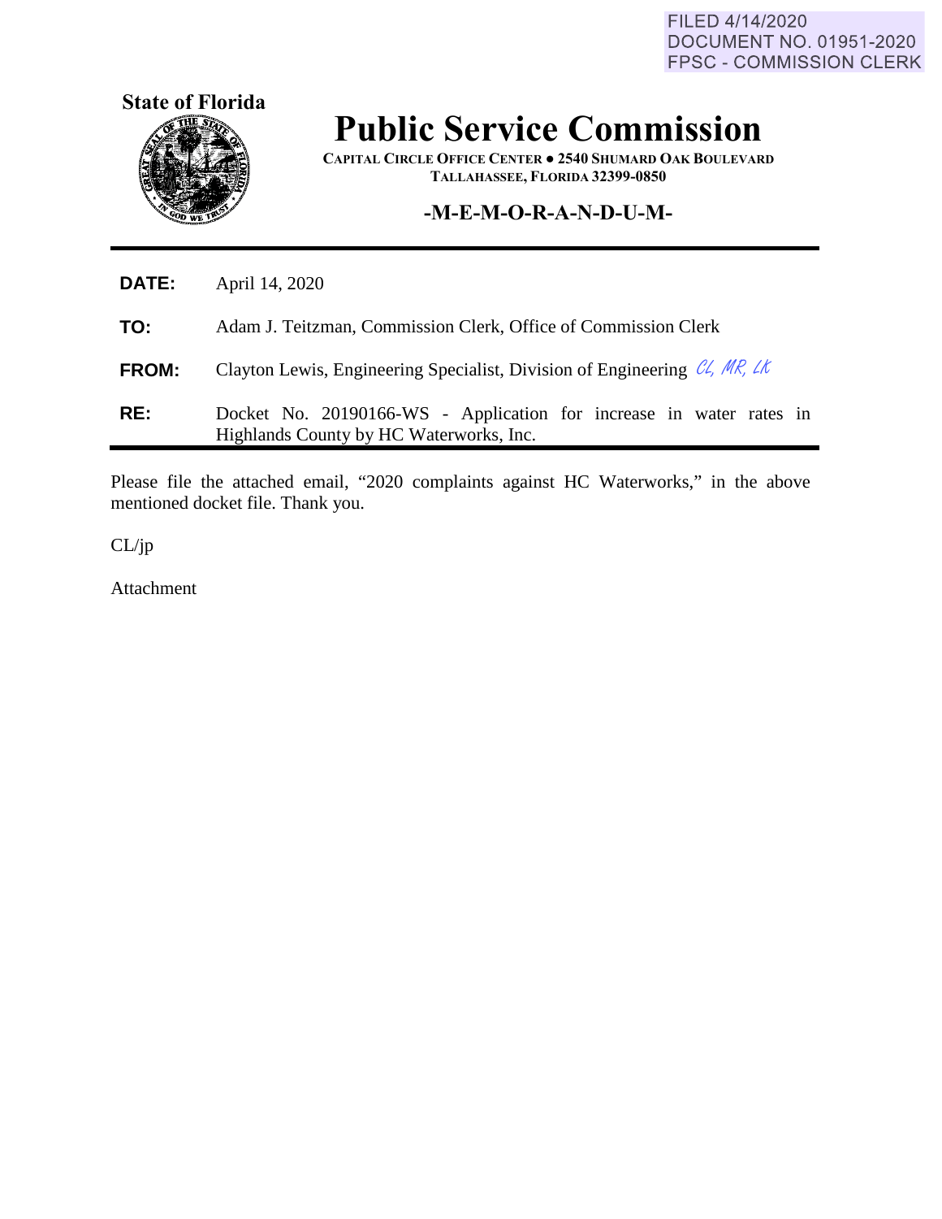FILED 4/14/2020
DOCUMENT NO. 01951-2020
FPSC - COMMISSION CLERK

**State of Florida**

# Public Service Commission

**CAPITAL CIRCLE OFFICE CENTER ● 2540 SHUMARD OAK BOULEVARD**
**TALLAHASSEE, FLORIDA 32399-0850**

## -M-E-M-O-R-A-N-D-U-M-

**DATE:** April 14, 2020

**TO:** Adam J. Teitzman, Commission Clerk, Office of Commission Clerk

**FROM:** Clayton Lewis, Engineering Specialist, Division of Engineering *CL, MR, LK*

**RE:** Docket No. 20190166-WS - Application for increase in water rates in Highlands County by HC Waterworks, Inc.

Please file the attached email, "2020 complaints against HC Waterworks," in the above mentioned docket file. Thank you.

CL/jp

Attachment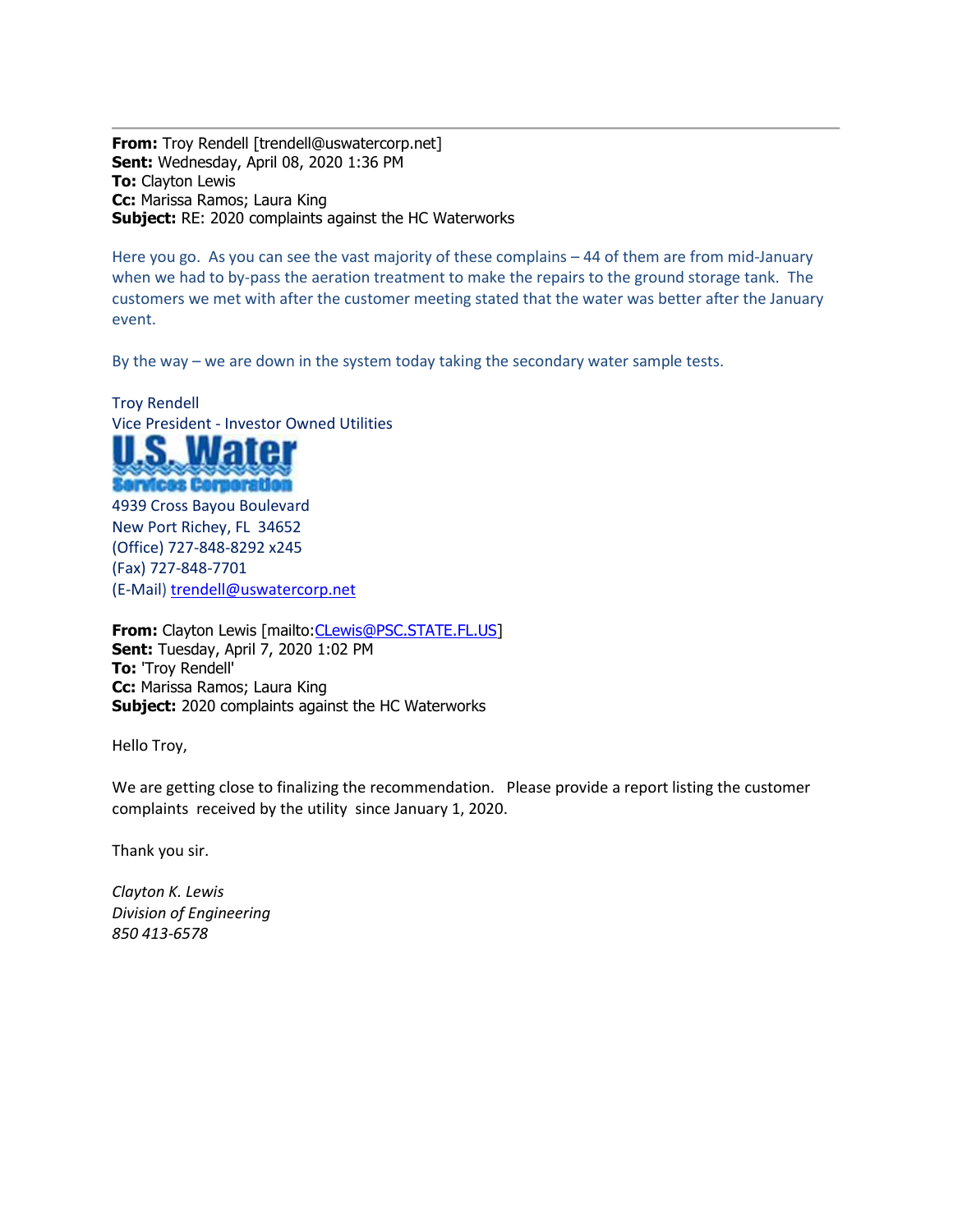**From:** Troy Rendell [trendell@uswatercorp.net]
**Sent:** Wednesday, April 08, 2020 1:36 PM
**To:** Clayton Lewis
**Cc:** Marissa Ramos; Laura King
**Subject:** RE: 2020 complaints against the HC Waterworks

Here you go. As you can see the vast majority of these complains – 44 of them are from mid-January when we had to by-pass the aeration treatment to make the repairs to the ground storage tank. The customers we met with after the customer meeting stated that the water was better after the January event.

By the way – we are down in the system today taking the secondary water sample tests.

Troy Rendell
Vice President - Investor Owned Utilities
U.S. Water Services Corporation
4939 Cross Bayou Boulevard
New Port Richey, FL 34652
(Office) 727-848-8292 x245
(Fax) 727-848-7701
(E-Mail) trendell@uswatercorp.net

**From:** Clayton Lewis [mailto:CLewis@PSC.STATE.FL.US]
**Sent:** Tuesday, April 7, 2020 1:02 PM
**To:** 'Troy Rendell'
**Cc:** Marissa Ramos; Laura King
**Subject:** 2020 complaints against the HC Waterworks

Hello Troy,

We are getting close to finalizing the recommendation. Please provide a report listing the customer complaints received by the utility since January 1, 2020.

Thank you sir.

*Clayton K. Lewis*
*Division of Engineering*
*850 413-6578*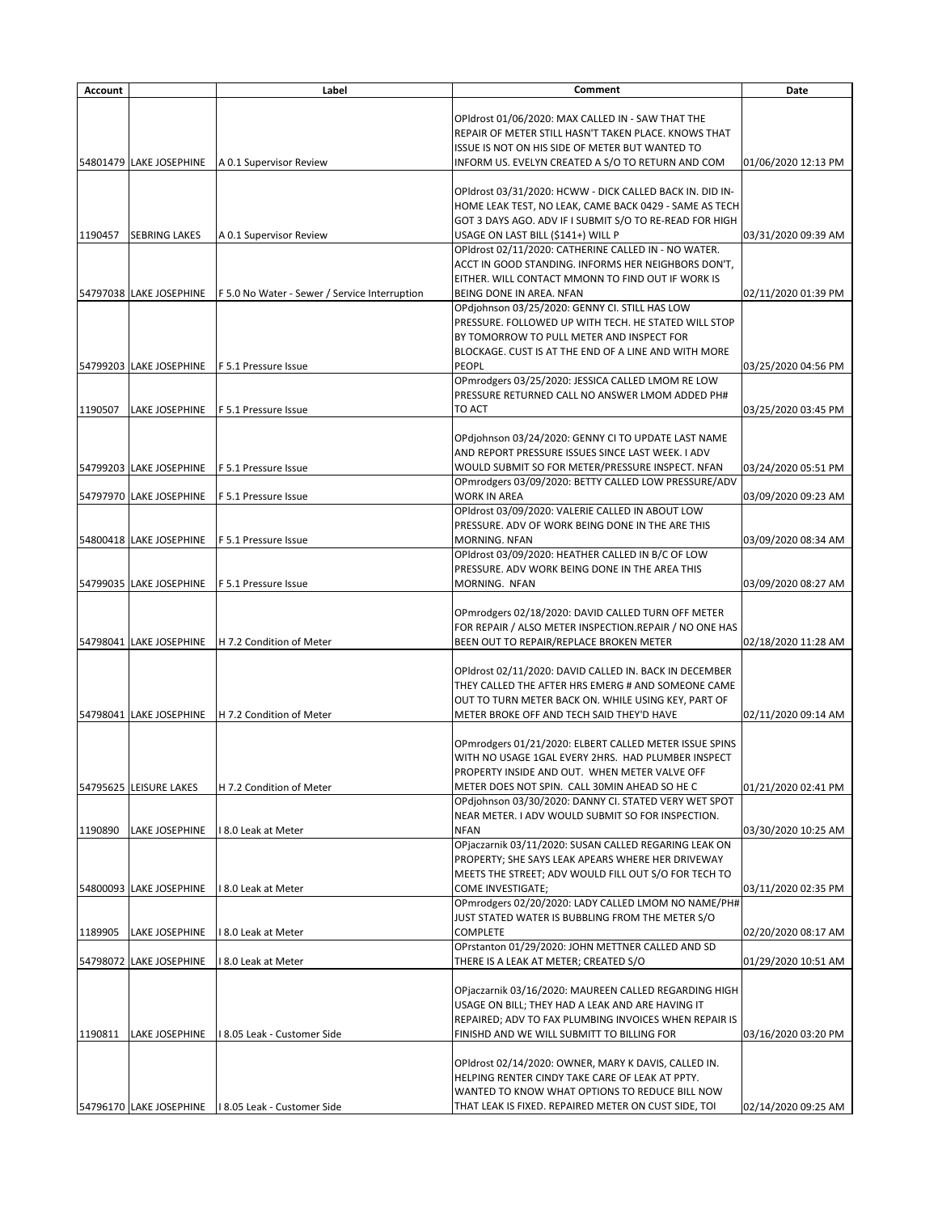| Account | | Label | Comment | Date |
|---|---|---|---|---|
| 54801479 | LAKE JOSEPHINE | A 0.1 Supervisor Review | OPldrost 01/06/2020: MAX CALLED IN - SAW THAT THE REPAIR OF METER STILL HASN'T TAKEN PLACE. KNOWS THAT ISSUE IS NOT ON HIS SIDE OF METER BUT WANTED TO INFORM US. EVELYN CREATED A S/O TO RETURN AND COM | 01/06/2020 12:13 PM |
| 1190457 | SEBRING LAKES | A 0.1 Supervisor Review | OPldrost 03/31/2020: HCWW - DICK CALLED BACK IN. DID IN-HOME LEAK TEST, NO LEAK, CAME BACK 0429 - SAME AS TECH GOT 3 DAYS AGO. ADV IF I SUBMIT S/O TO RE-READ FOR HIGH USAGE ON LAST BILL ($141+) WILL P | 03/31/2020 09:39 AM |
| 54797038 | LAKE JOSEPHINE | F 5.0 No Water - Sewer / Service Interruption | OPldrost 02/11/2020: CATHERINE CALLED IN - NO WATER. ACCT IN GOOD STANDING. INFORMS HER NEIGHBORS DON'T, EITHER. WILL CONTACT MMONN TO FIND OUT IF WORK IS BEING DONE IN AREA. NFAN | 02/11/2020 01:39 PM |
| 54799203 | LAKE JOSEPHINE | F 5.1 Pressure Issue | OPdjohnson 03/25/2020: GENNY CI. STILL HAS LOW PRESSURE. FOLLOWED UP WITH TECH. HE STATED WILL STOP BY TOMORROW TO PULL METER AND INSPECT FOR BLOCKAGE. CUST IS AT THE END OF A LINE AND WITH MORE PEOPL | 03/25/2020 04:56 PM |
| 1190507 | LAKE JOSEPHINE | F 5.1 Pressure Issue | OPmrodgers 03/25/2020: JESSICA CALLED LMOM RE LOW PRESSURE RETURNED CALL NO ANSWER LMOM ADDED PH# TO ACT | 03/25/2020 03:45 PM |
| 54799203 | LAKE JOSEPHINE | F 5.1 Pressure Issue | OPdjohnson 03/24/2020: GENNY CI TO UPDATE LAST NAME AND REPORT PRESSURE ISSUES SINCE LAST WEEK. I ADV WOULD SUBMIT SO FOR METER/PRESSURE INSPECT. NFAN | 03/24/2020 05:51 PM |
| 54797970 | LAKE JOSEPHINE | F 5.1 Pressure Issue | OPmrodgers 03/09/2020: BETTY CALLED LOW PRESSURE/ADV WORK IN AREA | 03/09/2020 09:23 AM |
| 54800418 | LAKE JOSEPHINE | F 5.1 Pressure Issue | OPldrost 03/09/2020: VALERIE CALLED IN ABOUT LOW PRESSURE. ADV OF WORK BEING DONE IN THE ARE THIS MORNING. NFAN | 03/09/2020 08:34 AM |
| 54799035 | LAKE JOSEPHINE | F 5.1 Pressure Issue | OPldrost 03/09/2020: HEATHER CALLED IN B/C OF LOW PRESSURE. ADV WORK BEING DONE IN THE AREA THIS MORNING. NFAN | 03/09/2020 08:27 AM |
| 54798041 | LAKE JOSEPHINE | H 7.2 Condition of Meter | OPmrodgers 02/18/2020: DAVID CALLED TURN OFF METER FOR REPAIR / ALSO METER INSPECTION.REPAIR / NO ONE HAS BEEN OUT TO REPAIR/REPLACE BROKEN METER | 02/18/2020 11:28 AM |
| 54798041 | LAKE JOSEPHINE | H 7.2 Condition of Meter | OPldrost 02/11/2020: DAVID CALLED IN. BACK IN DECEMBER THEY CALLED THE AFTER HRS EMERG # AND SOMEONE CAME OUT TO TURN METER BACK ON. WHILE USING KEY, PART OF METER BROKE OFF AND TECH SAID THEY'D HAVE | 02/11/2020 09:14 AM |
| 54795625 | LEISURE LAKES | H 7.2 Condition of Meter | OPmrodgers 01/21/2020: ELBERT CALLED METER ISSUE SPINS WITH NO USAGE 1GAL EVERY 2HRS. HAD PLUMBER INSPECT PROPERTY INSIDE AND OUT. WHEN METER VALVE OFF METER DOES NOT SPIN. CALL 30MIN AHEAD SO HE C | 01/21/2020 02:41 PM |
| 1190890 | LAKE JOSEPHINE | I 8.0 Leak at Meter | OPdjohnson 03/30/2020: DANNY CI. STATED VERY WET SPOT NEAR METER. I ADV WOULD SUBMIT SO FOR INSPECTION. NFAN | 03/30/2020 10:25 AM |
| 54800093 | LAKE JOSEPHINE | I 8.0 Leak at Meter | OPjaczarnik 03/11/2020: SUSAN CALLED REGARING LEAK ON PROPERTY; SHE SAYS LEAK APEARS WHERE HER DRIVEWAY MEETS THE STREET; ADV WOULD FILL OUT S/O FOR TECH TO COME INVESTIGATE; | 03/11/2020 02:35 PM |
| 1189905 | LAKE JOSEPHINE | I 8.0 Leak at Meter | OPmrodgers 02/20/2020: LADY CALLED LMOM NO NAME/PH# JUST STATED WATER IS BUBBLING FROM THE METER S/O COMPLETE | 02/20/2020 08:17 AM |
| 54798072 | LAKE JOSEPHINE | I 8.0 Leak at Meter | OPrstanton 01/29/2020: JOHN METTNER CALLED AND SD THERE IS A LEAK AT METER; CREATED S/O | 01/29/2020 10:51 AM |
| 1190811 | LAKE JOSEPHINE | I 8.05 Leak - Customer Side | OPjaczarnik 03/16/2020: MAUREEN CALLED REGARDING HIGH USAGE ON BILL; THEY HAD A LEAK AND ARE HAVING IT REPAIRED; ADV TO FAX PLUMBING INVOICES WHEN REPAIR IS FINISHD AND WE WILL SUBMITT TO BILLING FOR | 03/16/2020 03:20 PM |
| 54796170 | LAKE JOSEPHINE | I 8.05 Leak - Customer Side | OPldrost 02/14/2020: OWNER, MARY K DAVIS, CALLED IN. HELPING RENTER CINDY TAKE CARE OF LEAK AT PPTY. WANTED TO KNOW WHAT OPTIONS TO REDUCE BILL NOW THAT LEAK IS FIXED. REPAIRED METER ON CUST SIDE, TOI | 02/14/2020 09:25 AM |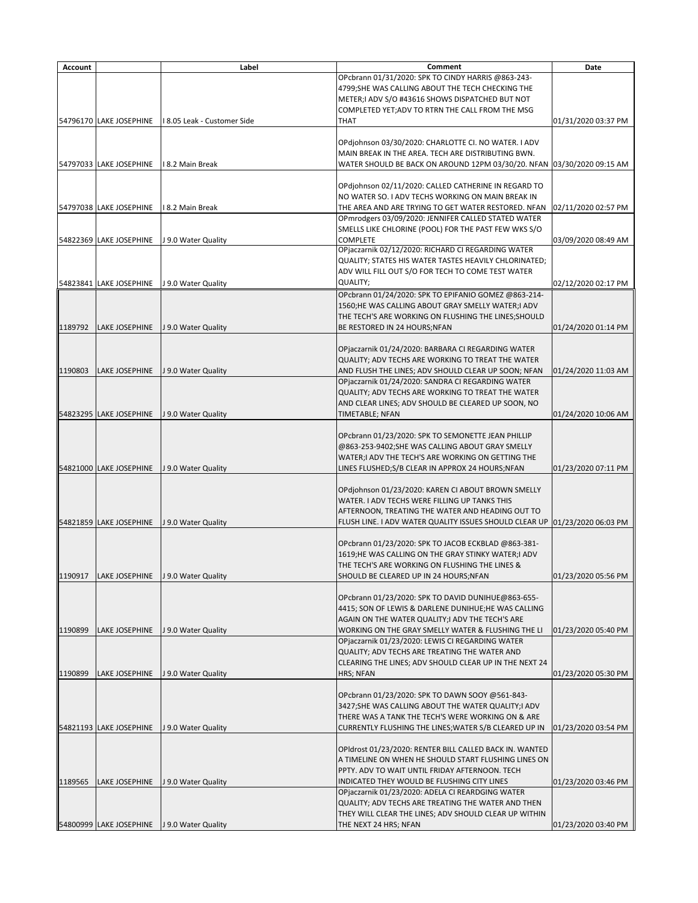| Account | | Label | Comment | Date |
|---|---|---|---|---|
| 54796170 | LAKE JOSEPHINE | I 8.05 Leak - Customer Side | OPcbrann 01/31/2020: SPK TO CINDY HARRIS @863-243-4799;SHE WAS CALLING ABOUT THE TECH CHECKING THE METER;I ADV S/O #43616 SHOWS DISPATCHED BUT NOT COMPLETED YET;ADV TO RTRN THE CALL FROM THE MSG THAT | 01/31/2020 03:37 PM |
| 54797033 | LAKE JOSEPHINE | I 8.2 Main Break | OPdjohnson 03/30/2020: CHARLOTTE CI. NO WATER. I ADV MAIN BREAK IN THE AREA. TECH ARE DISTRIBUTING BWN. WATER SHOULD BE BACK ON AROUND 12PM 03/30/20. NFAN | 03/30/2020 09:15 AM |
| 54797038 | LAKE JOSEPHINE | I 8.2 Main Break | OPdjohnson 02/11/2020: CALLED CATHERINE IN REGARD TO NO WATER SO. I ADV TECHS WORKING ON MAIN BREAK IN THE AREA AND ARE TRYING TO GET WATER RESTORED. NFAN | 02/11/2020 02:57 PM |
| 54822369 | LAKE JOSEPHINE | J 9.0 Water Quality | OPmrodgers 03/09/2020: JENNIFER CALLED STATED WATER SMELLS LIKE CHLORINE (POOL) FOR THE PAST FEW WKS S/O COMPLETE | 03/09/2020 08:49 AM |
| 54823841 | LAKE JOSEPHINE | J 9.0 Water Quality | OPjaczarnik 02/12/2020: RICHARD CI REGARDING WATER QUALITY; STATES HIS WATER TASTES HEAVILY CHLORINATED; ADV WILL FILL OUT S/O FOR TECH TO COME TEST WATER QUALITY; | 02/12/2020 02:17 PM |
| 1189792 | LAKE JOSEPHINE | J 9.0 Water Quality | OPcbrann 01/24/2020: SPK TO EPIFANIO GOMEZ @863-214-1560;HE WAS CALLING ABOUT GRAY SMELLY WATER;I ADV THE TECH'S ARE WORKING ON FLUSHING THE LINES;SHOULD BE RESTORED IN 24 HOURS;NFAN | 01/24/2020 01:14 PM |
| 1190803 | LAKE JOSEPHINE | J 9.0 Water Quality | OPjaczarnik 01/24/2020: BARBARA CI REGARDING WATER QUALITY; ADV TECHS ARE WORKING TO TREAT THE WATER AND FLUSH THE LINES; ADV SHOULD CLEAR UP SOON; NFAN | 01/24/2020 11:03 AM |
| 54823295 | LAKE JOSEPHINE | J 9.0 Water Quality | OPjaczarnik 01/24/2020: SANDRA CI REGARDING WATER QUALITY; ADV TECHS ARE WORKING TO TREAT THE WATER AND CLEAR LINES; ADV SHOULD BE CLEARED UP SOON, NO TIMETABLE; NFAN | 01/24/2020 10:06 AM |
| 54821000 | LAKE JOSEPHINE | J 9.0 Water Quality | OPcbrann 01/23/2020: SPK TO SEMONETTE JEAN PHILLIP @863-253-9402;SHE WAS CALLING ABOUT GRAY SMELLY WATER;I ADV THE TECH'S ARE WORKING ON GETTING THE LINES FLUSHED;S/B CLEAR IN APPROX 24 HOURS;NFAN | 01/23/2020 07:11 PM |
| 54821859 | LAKE JOSEPHINE | J 9.0 Water Quality | OPdjohnson 01/23/2020: KAREN CI ABOUT BROWN SMELLY WATER. I ADV TECHS WERE FILLING UP TANKS THIS AFTERNOON, TREATING THE WATER AND HEADING OUT TO FLUSH LINE. I ADV WATER QUALITY ISSUES SHOULD CLEAR UP | 01/23/2020 06:03 PM |
| 1190917 | LAKE JOSEPHINE | J 9.0 Water Quality | OPcbrann 01/23/2020: SPK TO JACOB ECKBLAD @863-381-1619;HE WAS CALLING ON THE GRAY STINKY WATER;I ADV THE TECH'S ARE WORKING ON FLUSHING THE LINES & SHOULD BE CLEARED UP IN 24 HOURS;NFAN | 01/23/2020 05:56 PM |
| 1190899 | LAKE JOSEPHINE | J 9.0 Water Quality | OPcbrann 01/23/2020: SPK TO DAVID DUNIHUE@863-655-4415; SON OF LEWIS & DARLENE DUNIHUE;HE WAS CALLING AGAIN ON THE WATER QUALITY;I ADV THE TECH'S ARE WORKING ON THE GRAY SMELLY WATER & FLUSHING THE LI | 01/23/2020 05:40 PM |
| 1190899 | LAKE JOSEPHINE | J 9.0 Water Quality | OPjaczarnik 01/23/2020: LEWIS CI REGARDING WATER QUALITY; ADV TECHS ARE TREATING THE WATER AND CLEARING THE LINES; ADV SHOULD CLEAR UP IN THE NEXT 24 HRS; NFAN | 01/23/2020 05:30 PM |
| 54821193 | LAKE JOSEPHINE | J 9.0 Water Quality | OPcbrann 01/23/2020: SPK TO DAWN SOOY @561-843-3427;SHE WAS CALLING ABOUT THE WATER QUALITY;I ADV THERE WAS A TANK THE TECH'S WERE WORKING ON & ARE CURRENTLY FLUSHING THE LINES;WATER S/B CLEARED UP IN | 01/23/2020 03:54 PM |
| 1189565 | LAKE JOSEPHINE | J 9.0 Water Quality | OPldrost 01/23/2020: RENTER BILL CALLED BACK IN. WANTED A TIMELINE ON WHEN HE SHOULD START FLUSHING LINES ON PPTY. ADV TO WAIT UNTIL FRIDAY AFTERNOON. TECH INDICATED THEY WOULD BE FLUSHING CITY LINES | 01/23/2020 03:46 PM |
| 54800999 | LAKE JOSEPHINE | J 9.0 Water Quality | OPjaczarnik 01/23/2020: ADELA CI REARDGING WATER QUALITY; ADV TECHS ARE TREATING THE WATER AND THEN THEY WILL CLEAR THE LINES; ADV SHOULD CLEAR UP WITHIN THE NEXT 24 HRS; NFAN | 01/23/2020 03:40 PM |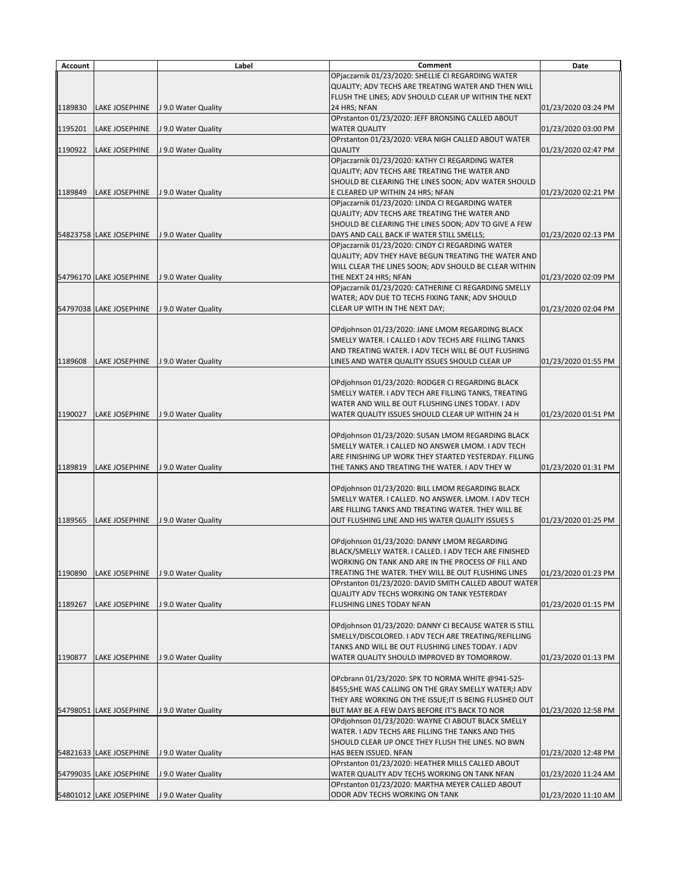| Account | | Label | Comment | Date |
|---|---|---|---|---|
| 1189830 | LAKE JOSEPHINE | J 9.0 Water Quality | OPjaczarnik 01/23/2020: SHELLIE CI REGARDING WATER QUALITY; ADV TECHS ARE TREATING WATER AND THEN WILL FLUSH THE LINES; ADV SHOULD CLEAR UP WITHIN THE NEXT 24 HRS; NFAN | 01/23/2020 03:24 PM |
| 1195201 | LAKE JOSEPHINE | J 9.0 Water Quality | OPrstanton 01/23/2020: JEFF BRONSING CALLED ABOUT WATER QUALITY | 01/23/2020 03:00 PM |
| 1190922 | LAKE JOSEPHINE | J 9.0 Water Quality | OPrstanton 01/23/2020: VERA NIGH CALLED ABOUT WATER QUALITY | 01/23/2020 02:47 PM |
| 1189849 | LAKE JOSEPHINE | J 9.0 Water Quality | OPjaczarnik 01/23/2020: KATHY CI REGARDING WATER QUALITY; ADV TECHS ARE TREATING THE WATER AND SHOULD BE CLEARING THE LINES SOON; ADV WATER SHOULD E CLEARED UP WITHIN 24 HRS; NFAN | 01/23/2020 02:21 PM |
| 54823758 | LAKE JOSEPHINE | J 9.0 Water Quality | OPjaczarnik 01/23/2020: LINDA CI REGARDING WATER QUALITY; ADV TECHS ARE TREATING THE WATER AND SHOULD BE CLEARING THE LINES SOON; ADV TO GIVE A FEW DAYS AND CALL BACK IF WATER STILL SMELLS; | 01/23/2020 02:13 PM |
| 54796170 | LAKE JOSEPHINE | J 9.0 Water Quality | OPjaczarnik 01/23/2020: CINDY CI REGARDING WATER QUALITY; ADV THEY HAVE BEGUN TREATING THE WATER AND WILL CLEAR THE LINES SOON; ADV SHOULD BE CLEAR WITHIN THE NEXT 24 HRS; NFAN | 01/23/2020 02:09 PM |
| 54797038 | LAKE JOSEPHINE | J 9.0 Water Quality | OPjaczarnik 01/23/2020: CATHERINE CI REGARDING SMELLY WATER; ADV DUE TO TECHS FIXING TANK; ADV SHOULD CLEAR UP WITH IN THE NEXT DAY; | 01/23/2020 02:04 PM |
| 1189608 | LAKE JOSEPHINE | J 9.0 Water Quality | OPdjohnson 01/23/2020: JANE LMOM REGARDING BLACK SMELLY WATER. I CALLED I ADV TECHS ARE FILLING TANKS AND TREATING WATER. I ADV TECH WILL BE OUT FLUSHING LINES AND WATER QUALITY ISSUES SHOULD CLEAR UP | 01/23/2020 01:55 PM |
| 1190027 | LAKE JOSEPHINE | J 9.0 Water Quality | OPdjohnson 01/23/2020: RODGER CI REGARDING BLACK SMELLY WATER. I ADV TECH ARE FILLING TANKS, TREATING WATER AND WILL BE OUT FLUSHING LINES TODAY. I ADV WATER QUALITY ISSUES SHOULD CLEAR UP WITHIN 24 H | 01/23/2020 01:51 PM |
| 1189819 | LAKE JOSEPHINE | J 9.0 Water Quality | OPdjohnson 01/23/2020: SUSAN LMOM REGARDING BLACK SMELLY WATER. I CALLED NO ANSWER LMOM. I ADV TECH ARE FINISHING UP WORK THEY STARTED YESTERDAY. FILLING THE TANKS AND TREATING THE WATER. I ADV THEY W | 01/23/2020 01:31 PM |
| 1189565 | LAKE JOSEPHINE | J 9.0 Water Quality | OPdjohnson 01/23/2020: BILL LMOM REGARDING BLACK SMELLY WATER. I CALLED. NO ANSWER. LMOM. I ADV TECH ARE FILLING TANKS AND TREATING WATER. THEY WILL BE OUT FLUSHING LINE AND HIS WATER QUALITY ISSUES S | 01/23/2020 01:25 PM |
| 1190890 | LAKE JOSEPHINE | J 9.0 Water Quality | OPdjohnson 01/23/2020: DANNY LMOM REGARDING BLACK/SMELLY WATER. I CALLED. I ADV TECH ARE FINISHED WORKING ON TANK AND ARE IN THE PROCESS OF FILL AND TREATING THE WATER. THEY WILL BE OUT FLUSHING LINES | 01/23/2020 01:23 PM |
| 1189267 | LAKE JOSEPHINE | J 9.0 Water Quality | OPrstanton 01/23/2020: DAVID SMITH CALLED ABOUT WATER QUALITY ADV TECHS WORKING ON TANK YESTERDAY FLUSHING LINES TODAY NFAN | 01/23/2020 01:15 PM |
| 1190877 | LAKE JOSEPHINE | J 9.0 Water Quality | OPdjohnson 01/23/2020: DANNY CI BECAUSE WATER IS STILL SMELLY/DISCOLORED. I ADV TECH ARE TREATING/REFILLING TANKS AND WILL BE OUT FLUSHING LINES TODAY. I ADV WATER QUALITY SHOULD IMPROVED BY TOMORROW. | 01/23/2020 01:13 PM |
| 54798051 | LAKE JOSEPHINE | J 9.0 Water Quality | OPcbrann 01/23/2020: SPK TO NORMA WHITE @941-525-8455;SHE WAS CALLING ON THE GRAY SMELLY WATER;I ADV THEY ARE WORKING ON THE ISSUE;IT IS BEING FLUSHED OUT BUT MAY BE A FEW DAYS BEFORE IT'S BACK TO NOR | 01/23/2020 12:58 PM |
| 54821633 | LAKE JOSEPHINE | J 9.0 Water Quality | OPdjohnson 01/23/2020: WAYNE CI ABOUT BLACK SMELLY WATER. I ADV TECHS ARE FILLING THE TANKS AND THIS SHOULD CLEAR UP ONCE THEY FLUSH THE LINES. NO BWN HAS BEEN ISSUED. NFAN | 01/23/2020 12:48 PM |
| 54799035 | LAKE JOSEPHINE | J 9.0 Water Quality | OPrstanton 01/23/2020: HEATHER MILLS CALLED ABOUT WATER QUALITY ADV TECHS WORKING ON TANK NFAN | 01/23/2020 11:24 AM |
| 54801012 | LAKE JOSEPHINE | J 9.0 Water Quality | OPrstanton 01/23/2020: MARTHA MEYER CALLED ABOUT ODOR ADV TECHS WORKING ON TANK | 01/23/2020 11:10 AM |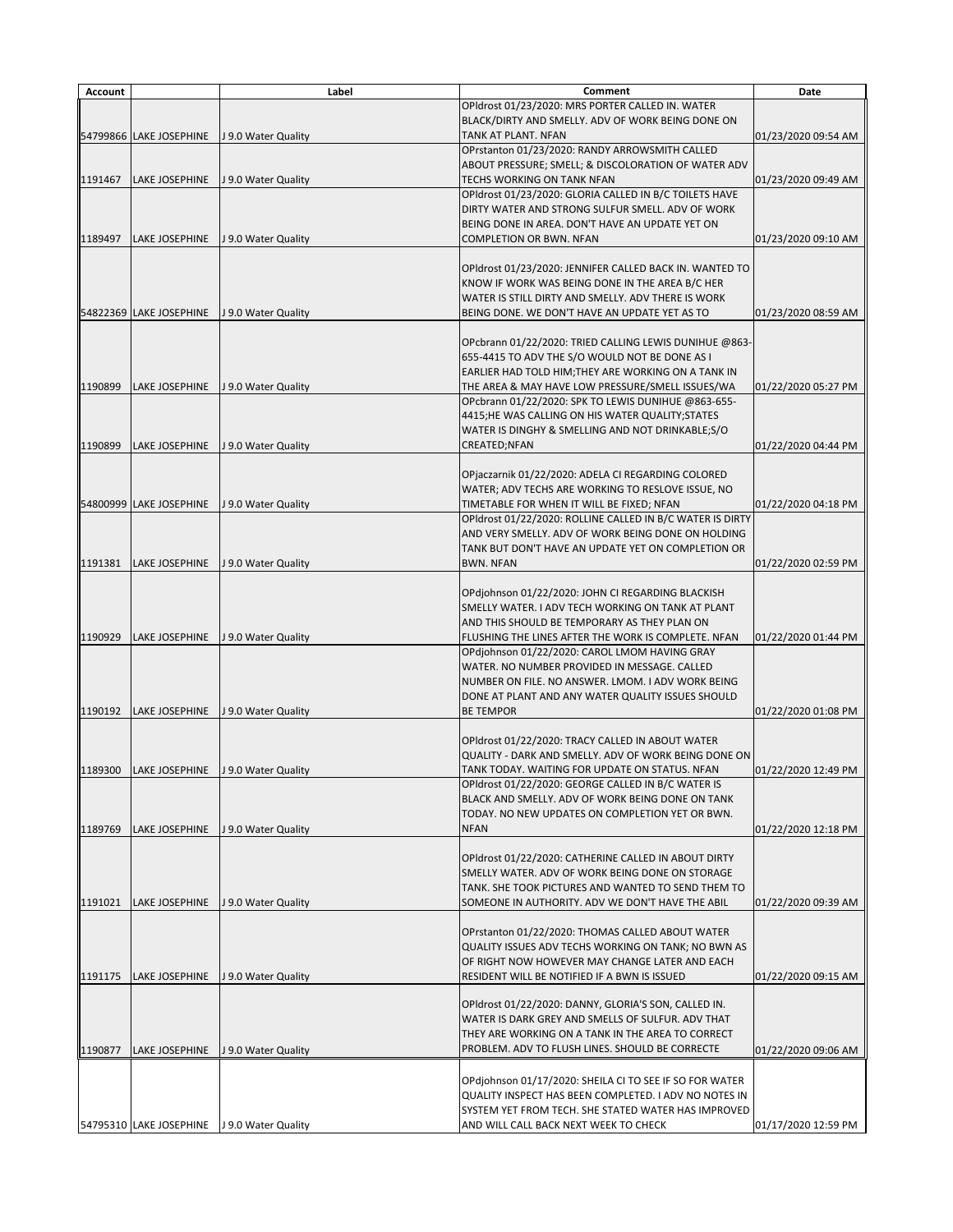| Account | | Label | Comment | Date |
|---|---|---|---|---|
| 54799866 | LAKE JOSEPHINE | J 9.0 Water Quality | OPldrost 01/23/2020: MRS PORTER CALLED IN. WATER BLACK/DIRTY AND SMELLY. ADV OF WORK BEING DONE ON TANK AT PLANT. NFAN | 01/23/2020 09:54 AM |
| 1191467 | LAKE JOSEPHINE | J 9.0 Water Quality | OPrstanton 01/23/2020: RANDY ARROWSMITH CALLED ABOUT PRESSURE; SMELL; & DISCOLORATION OF WATER ADV TECHS WORKING ON TANK NFAN | 01/23/2020 09:49 AM |
| 1189497 | LAKE JOSEPHINE | J 9.0 Water Quality | OPldrost 01/23/2020: GLORIA CALLED IN B/C TOILETS HAVE DIRTY WATER AND STRONG SULFUR SMELL. ADV OF WORK BEING DONE IN AREA. DON'T HAVE AN UPDATE YET ON COMPLETION OR BWN. NFAN | 01/23/2020 09:10 AM |
| 54822369 | LAKE JOSEPHINE | J 9.0 Water Quality | OPldrost 01/23/2020: JENNIFER CALLED BACK IN. WANTED TO KNOW IF WORK WAS BEING DONE IN THE AREA B/C HER WATER IS STILL DIRTY AND SMELLY. ADV THERE IS WORK BEING DONE. WE DON'T HAVE AN UPDATE YET AS TO | 01/23/2020 08:59 AM |
| 1190899 | LAKE JOSEPHINE | J 9.0 Water Quality | OPcbrann 01/22/2020: TRIED CALLING LEWIS DUNIHUE @863-655-4415 TO ADV THE S/O WOULD NOT BE DONE AS I EARLIER HAD TOLD HIM;THEY ARE WORKING ON A TANK IN THE AREA & MAY HAVE LOW PRESSURE/SMELL ISSUES/WA | 01/22/2020 05:27 PM |
| 1190899 | LAKE JOSEPHINE | J 9.0 Water Quality | OPcbrann 01/22/2020: SPK TO LEWIS DUNIHUE @863-655-4415;HE WAS CALLING ON HIS WATER QUALITY;STATES WATER IS DINGHY & SMELLING AND NOT DRINKABLE;S/O CREATED;NFAN | 01/22/2020 04:44 PM |
| 54800999 | LAKE JOSEPHINE | J 9.0 Water Quality | OPjaczarnik 01/22/2020: ADELA CI REGARDING COLORED WATER; ADV TECHS ARE WORKING TO RESLOVE ISSUE, NO TIMETABLE FOR WHEN IT WILL BE FIXED; NFAN | 01/22/2020 04:18 PM |
| 1191381 | LAKE JOSEPHINE | J 9.0 Water Quality | OPldrost 01/22/2020: ROLLINE CALLED IN B/C WATER IS DIRTY AND VERY SMELLY. ADV OF WORK BEING DONE ON HOLDING TANK BUT DON'T HAVE AN UPDATE YET ON COMPLETION OR BWN. NFAN | 01/22/2020 02:59 PM |
| 1190929 | LAKE JOSEPHINE | J 9.0 Water Quality | OPdjohnson 01/22/2020: JOHN CI REGARDING BLACKISH SMELLY WATER. I ADV TECH WORKING ON TANK AT PLANT AND THIS SHOULD BE TEMPORARY AS THEY PLAN ON FLUSHING THE LINES AFTER THE WORK IS COMPLETE. NFAN | 01/22/2020 01:44 PM |
| 1190192 | LAKE JOSEPHINE | J 9.0 Water Quality | OPdjohnson 01/22/2020: CAROL LMOM HAVING GRAY WATER. NO NUMBER PROVIDED IN MESSAGE. CALLED NUMBER ON FILE. NO ANSWER. LMOM. I ADV WORK BEING DONE AT PLANT AND ANY WATER QUALITY ISSUES SHOULD BE TEMPOR | 01/22/2020 01:08 PM |
| 1189300 | LAKE JOSEPHINE | J 9.0 Water Quality | OPldrost 01/22/2020: TRACY CALLED IN ABOUT WATER QUALITY - DARK AND SMELLY. ADV OF WORK BEING DONE ON TANK TODAY. WAITING FOR UPDATE ON STATUS. NFAN | 01/22/2020 12:49 PM |
| 1189769 | LAKE JOSEPHINE | J 9.0 Water Quality | OPldrost 01/22/2020: GEORGE CALLED IN B/C WATER IS BLACK AND SMELLY. ADV OF WORK BEING DONE ON TANK TODAY. NO NEW UPDATES ON COMPLETION YET OR BWN. NFAN | 01/22/2020 12:18 PM |
| 1191021 | LAKE JOSEPHINE | J 9.0 Water Quality | OPldrost 01/22/2020: CATHERINE CALLED IN ABOUT DIRTY SMELLY WATER. ADV OF WORK BEING DONE ON STORAGE TANK. SHE TOOK PICTURES AND WANTED TO SEND THEM TO SOMEONE IN AUTHORITY. ADV WE DON'T HAVE THE ABIL | 01/22/2020 09:39 AM |
| 1191175 | LAKE JOSEPHINE | J 9.0 Water Quality | OPrstanton 01/22/2020: THOMAS CALLED ABOUT WATER QUALITY ISSUES ADV TECHS WORKING ON TANK; NO BWN AS OF RIGHT NOW HOWEVER MAY CHANGE LATER AND EACH RESIDENT WILL BE NOTIFIED IF A BWN IS ISSUED | 01/22/2020 09:15 AM |
| 1190877 | LAKE JOSEPHINE | J 9.0 Water Quality | OPldrost 01/22/2020: DANNY, GLORIA'S SON, CALLED IN. WATER IS DARK GREY AND SMELLS OF SULFUR. ADV THAT THEY ARE WORKING ON A TANK IN THE AREA TO CORRECT PROBLEM. ADV TO FLUSH LINES. SHOULD BE CORRECTE | 01/22/2020 09:06 AM |
| 54795310 | LAKE JOSEPHINE | J 9.0 Water Quality | OPdjohnson 01/17/2020: SHEILA CI TO SEE IF SO FOR WATER QUALITY INSPECT HAS BEEN COMPLETED. I ADV NO NOTES IN SYSTEM YET FROM TECH. SHE STATED WATER HAS IMPROVED AND WILL CALL BACK NEXT WEEK TO CHECK | 01/17/2020 12:59 PM |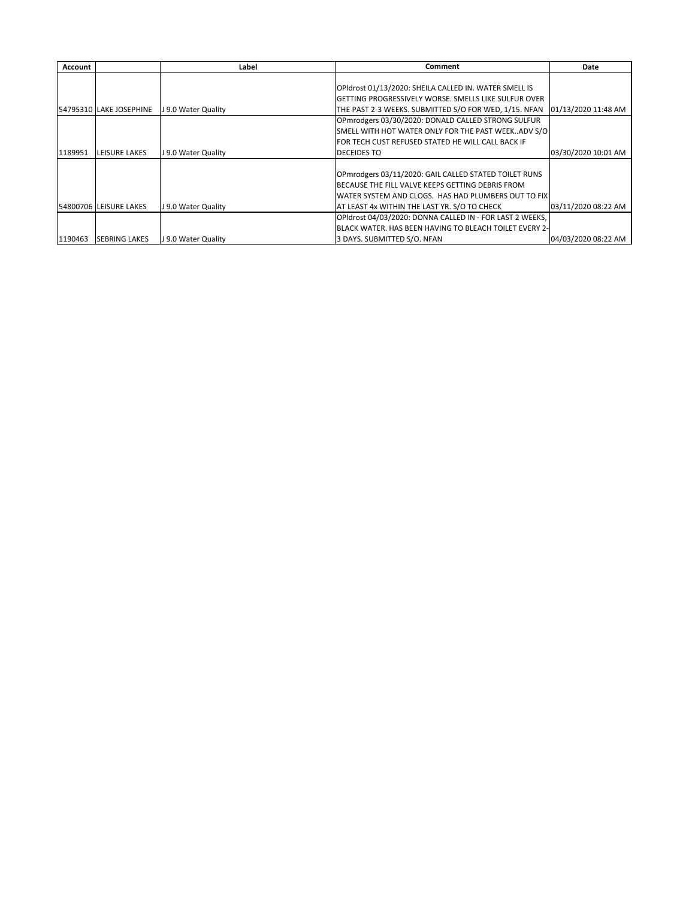| Account | | Label | Comment | Date |
|---|---|---|---|---|
| 54795310 | LAKE JOSEPHINE | J 9.0 Water Quality | OPldrost 01/13/2020: SHEILA CALLED IN. WATER SMELL IS GETTING PROGRESSIVELY WORSE. SMELLS LIKE SULFUR OVER THE PAST 2-3 WEEKS. SUBMITTED S/O FOR WED, 1/15. NFAN | 01/13/2020 11:48 AM |
| 1189951 | LEISURE LAKES | J 9.0 Water Quality | OPmrodgers 03/30/2020: DONALD CALLED STRONG SULFUR SMELL WITH HOT WATER ONLY FOR THE PAST WEEK..ADV S/O FOR TECH CUST REFUSED STATED HE WILL CALL BACK IF DECEIDES TO | 03/30/2020 10:01 AM |
| 54800706 | LEISURE LAKES | J 9.0 Water Quality | OPmrodgers 03/11/2020: GAIL CALLED STATED TOILET RUNS BECAUSE THE FILL VALVE KEEPS GETTING DEBRIS FROM WATER SYSTEM AND CLOGS. HAS HAD PLUMBERS OUT TO FIX AT LEAST 4x WITHIN THE LAST YR. S/O TO CHECK | 03/11/2020 08:22 AM |
| 1190463 | SEBRING LAKES | J 9.0 Water Quality | OPldrost 04/03/2020: DONNA CALLED IN - FOR LAST 2 WEEKS, BLACK WATER. HAS BEEN HAVING TO BLEACH TOILET EVERY 2-3 DAYS. SUBMITTED S/O. NFAN | 04/03/2020 08:22 AM |